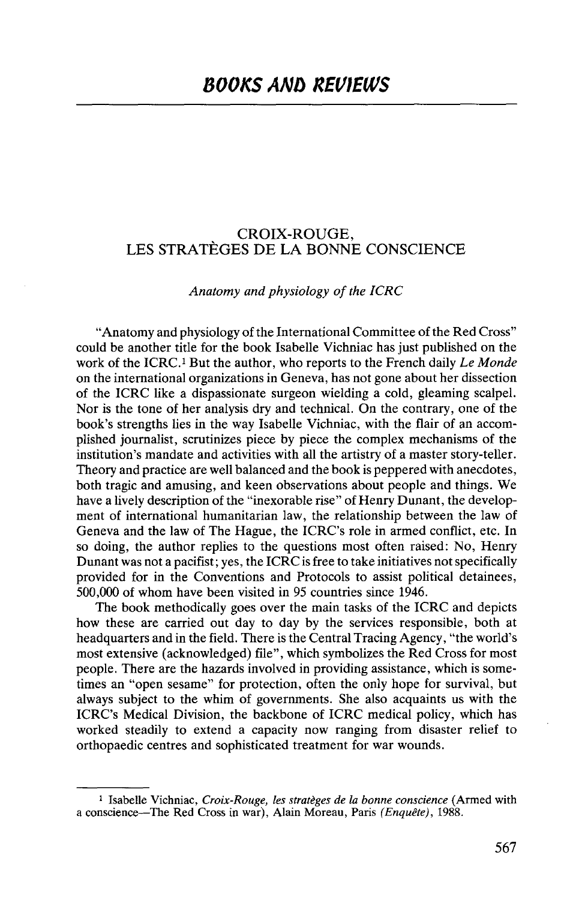# BOOKS AND REVIEWS

## CROIX-ROUGE, LES STRATÈGES DE LA BONNE CONSCIENCE

*Anatomy and physiology of the ICRC*

"Anatomy and physiology of the International Committee of the Red Cross" could be another title for the book Isabelle Vichniac has just published on the work of the ICRC.[1] But the author, who reports to the French daily *Le Monde* on the international organizations in Geneva, has not gone about her dissection of the ICRC like a dispassionate surgeon wielding a cold, gleaming scalpel. Nor is the tone of her analysis dry and technical. On the contrary, one of the book's strengths lies in the way Isabelle Vichniac, with the flair of an accomplished journalist, scrutinizes piece by piece the complex mechanisms of the institution's mandate and activities with all the artistry of a master story-teller. Theory and practice are well balanced and the book is peppered with anecdotes, both tragic and amusing, and keen observations about people and things. We have a lively description of the "inexorable rise" of Henry Dunant, the development of international humanitarian law, the relationship between the law of Geneva and the law of The Hague, the ICRC's role in armed conflict, etc. In so doing, the author replies to the questions most often raised: No, Henry Dunant was not a pacifist; yes, the ICRC is free to take initiatives not specifically provided for in the Conventions and Protocols to assist political detainees, 500,000 of whom have been visited in 95 countries since 1946.

The book methodically goes over the main tasks of the ICRC and depicts how these are carried out day to day by the services responsible, both at headquarters and in the field. There is the Central Tracing Agency, "the world's most extensive (acknowledged) file", which symbolizes the Red Cross for most people. There are the hazards involved in providing assistance, which is sometimes an "open sesame" for protection, often the only hope for survival, but always subject to the whim of governments. She also acquaints us with the ICRC's Medical Division, the backbone of ICRC medical policy, which has worked steadily to extend a capacity now ranging from disaster relief to orthopaedic centres and sophisticated treatment for war wounds.

---

[1] Isabelle Vichniac, *Croix-Rouge, les stratèges de la bonne conscience* (Armed with a conscience—The Red Cross in war), Alain Moreau, Paris *(Enquête)*, 1988.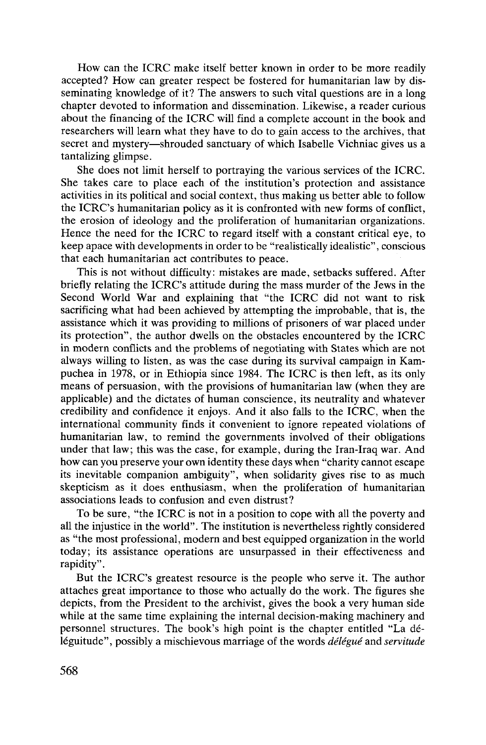How can the ICRC make itself better known in order to be more readily accepted? How can greater respect be fostered for humanitarian law by disseminating knowledge of it? The answers to such vital questions are in a long chapter devoted to information and dissemination. Likewise, a reader curious about the financing of the ICRC will find a complete account in the book and researchers will learn what they have to do to gain access to the archives, that secret and mystery—shrouded sanctuary of which Isabelle Vichniac gives us a tantalizing glimpse.

She does not limit herself to portraying the various services of the ICRC. She takes care to place each of the institution's protection and assistance activities in its political and social context, thus making us better able to follow the ICRC's humanitarian policy as it is confronted with new forms of conflict, the erosion of ideology and the proliferation of humanitarian organizations. Hence the need for the ICRC to regard itself with a constant critical eye, to keep apace with developments in order to be "realistically idealistic", conscious that each humanitarian act contributes to peace.

This is not without difficulty: mistakes are made, setbacks suffered. After briefly relating the ICRC's attitude during the mass murder of the Jews in the Second World War and explaining that "the ICRC did not want to risk sacrificing what had been achieved by attempting the improbable, that is, the assistance which it was providing to millions of prisoners of war placed under its protection", the author dwells on the obstacles encountered by the ICRC in modern conflicts and the problems of negotiating with States which are not always willing to listen, as was the case during its survival campaign in Kampuchea in 1978, or in Ethiopia since 1984. The ICRC is then left, as its only means of persuasion, with the provisions of humanitarian law (when they are applicable) and the dictates of human conscience, its neutrality and whatever credibility and confidence it enjoys. And it also falls to the ICRC, when the international community finds it convenient to ignore repeated violations of humanitarian law, to remind the governments involved of their obligations under that law; this was the case, for example, during the Iran-Iraq war. And how can you preserve your own identity these days when "charity cannot escape its inevitable companion ambiguity", when solidarity gives rise to as much skepticism as it does enthusiasm, when the proliferation of humanitarian associations leads to confusion and even distrust?

To be sure, "the ICRC is not in a position to cope with all the poverty and all the injustice in the world". The institution is nevertheless rightly considered as "the most professional, modern and best equipped organization in the world today; its assistance operations are unsurpassed in their effectiveness and rapidity".

But the ICRC's greatest resource is the people who serve it. The author attaches great importance to those who actually do the work. The figures she depicts, from the President to the archivist, gives the book a very human side while at the same time explaining the internal decision-making machinery and personnel structures. The book's high point is the chapter entitled "La déléguitude", possibly a mischievous marriage of the words *délégué* and *servitude*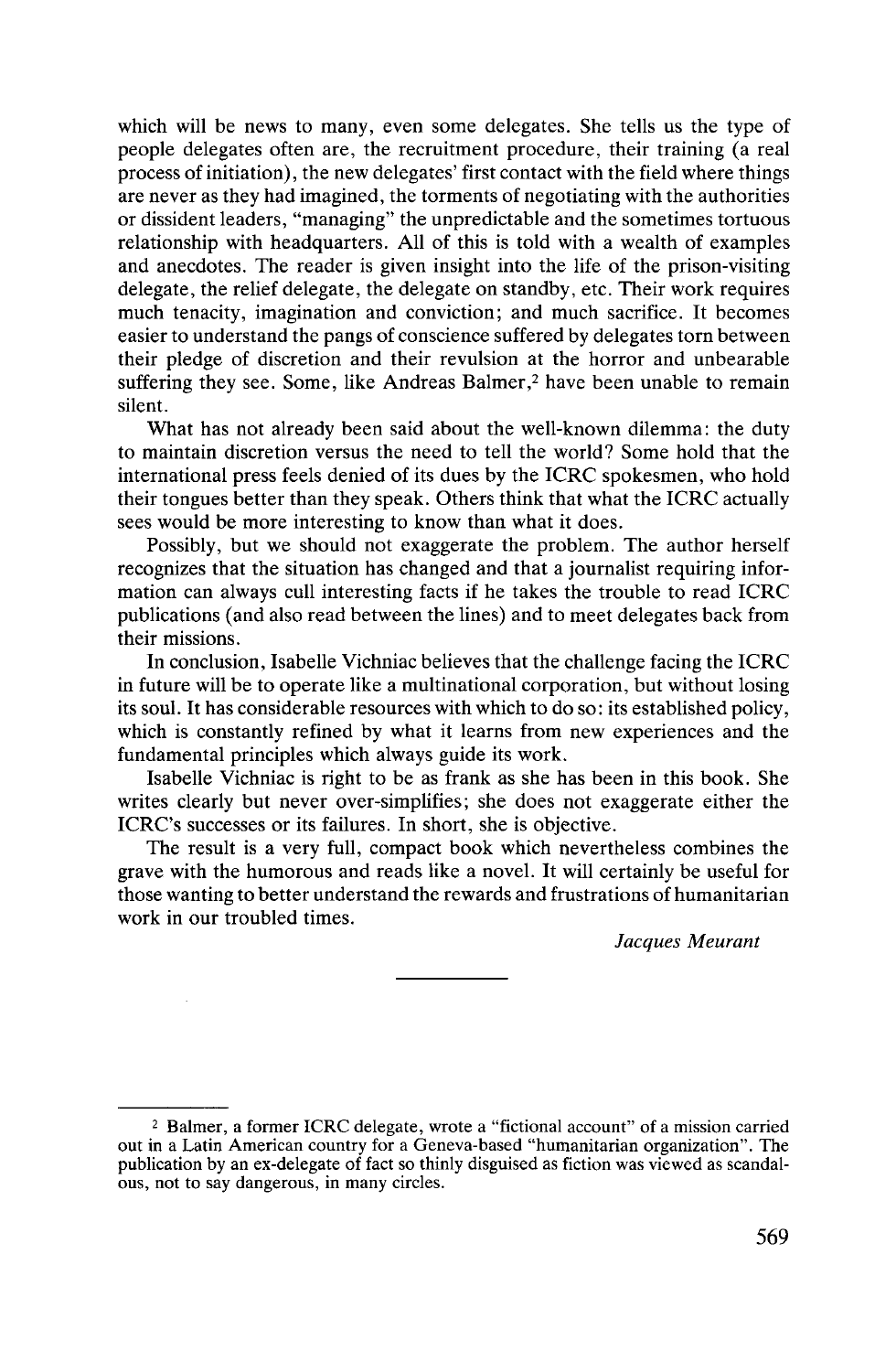which will be news to many, even some delegates. She tells us the type of people delegates often are, the recruitment procedure, their training (a real process of initiation), the new delegates' first contact with the field where things are never as they had imagined, the torments of negotiating with the authorities or dissident leaders, "managing" the unpredictable and the sometimes tortuous relationship with headquarters. All of this is told with a wealth of examples and anecdotes. The reader is given insight into the life of the prison-visiting delegate, the relief delegate, the delegate on standby, etc. Their work requires much tenacity, imagination and conviction; and much sacrifice. It becomes easier to understand the pangs of conscience suffered by delegates torn between their pledge of discretion and their revulsion at the horror and unbearable suffering they see. Some, like Andreas Balmer,[2] have been unable to remain silent.

What has not already been said about the well-known dilemma: the duty to maintain discretion versus the need to tell the world? Some hold that the international press feels denied of its dues by the ICRC spokesmen, who hold their tongues better than they speak. Others think that what the ICRC actually sees would be more interesting to know than what it does.

Possibly, but we should not exaggerate the problem. The author herself recognizes that the situation has changed and that a journalist requiring information can always cull interesting facts if he takes the trouble to read ICRC publications (and also read between the lines) and to meet delegates back from their missions.

In conclusion, Isabelle Vichniac believes that the challenge facing the ICRC in future will be to operate like a multinational corporation, but without losing its soul. It has considerable resources with which to do so: its established policy, which is constantly refined by what it learns from new experiences and the fundamental principles which always guide its work.

Isabelle Vichniac is right to be as frank as she has been in this book. She writes clearly but never over-simplifies; she does not exaggerate either the ICRC's successes or its failures. In short, she is objective.

The result is a very full, compact book which nevertheless combines the grave with the humorous and reads like a novel. It will certainly be useful for those wanting to better understand the rewards and frustrations of humanitarian work in our troubled times.

*Jacques Meurant*

---

[2] Balmer, a former ICRC delegate, wrote a "fictional account" of a mission carried out in a Latin American country for a Geneva-based "humanitarian organization". The publication by an ex-delegate of fact so thinly disguised as fiction was viewed as scandalous, not to say dangerous, in many circles.